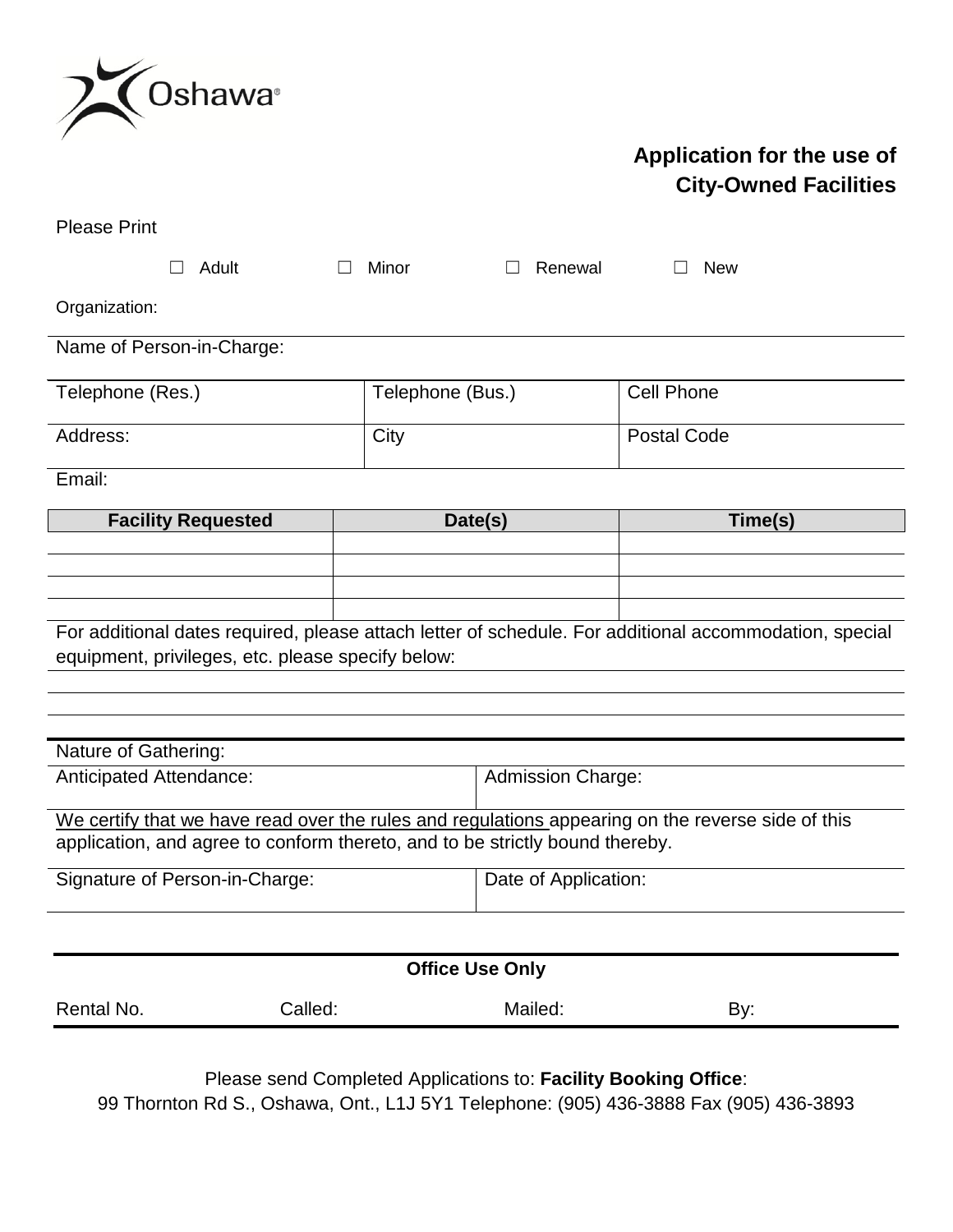Oshawa®

# Application for the use of City-Owned Facilities

Please Print

☐ Adult ☐ Minor ☐ Renewal ☐ New

Organization:

Name of Person-in-Charge:

| Telephone (Res.) | Telephone (Bus.) | Cell Phone |
|---|---|---|
| Address: | City | Postal Code |

Email:

| Facility Requested | Date(s) | Time(s) |
|---|---|---|
| | | |
| | | |
| | | |
| | | |

For additional dates required, please attach letter of schedule. For additional accommodation, special equipment, privileges, etc. please specify below:

Nature of Gathering:

| Anticipated Attendance: | Admission Charge: |
|---|---|

We certify that we have read over the rules and regulations appearing on the reverse side of this application, and agree to conform thereto, and to be strictly bound thereby.

| Signature of Person-in-Charge: | Date of Application: |
|---|---|

**Office Use Only**

| Rental No. | Called: | Mailed: | By: |
|---|---|---|---|

Please send Completed Applications to: **Facility Booking Office**:
99 Thornton Rd S., Oshawa, Ont., L1J 5Y1 Telephone: (905) 436-3888 Fax (905) 436-3893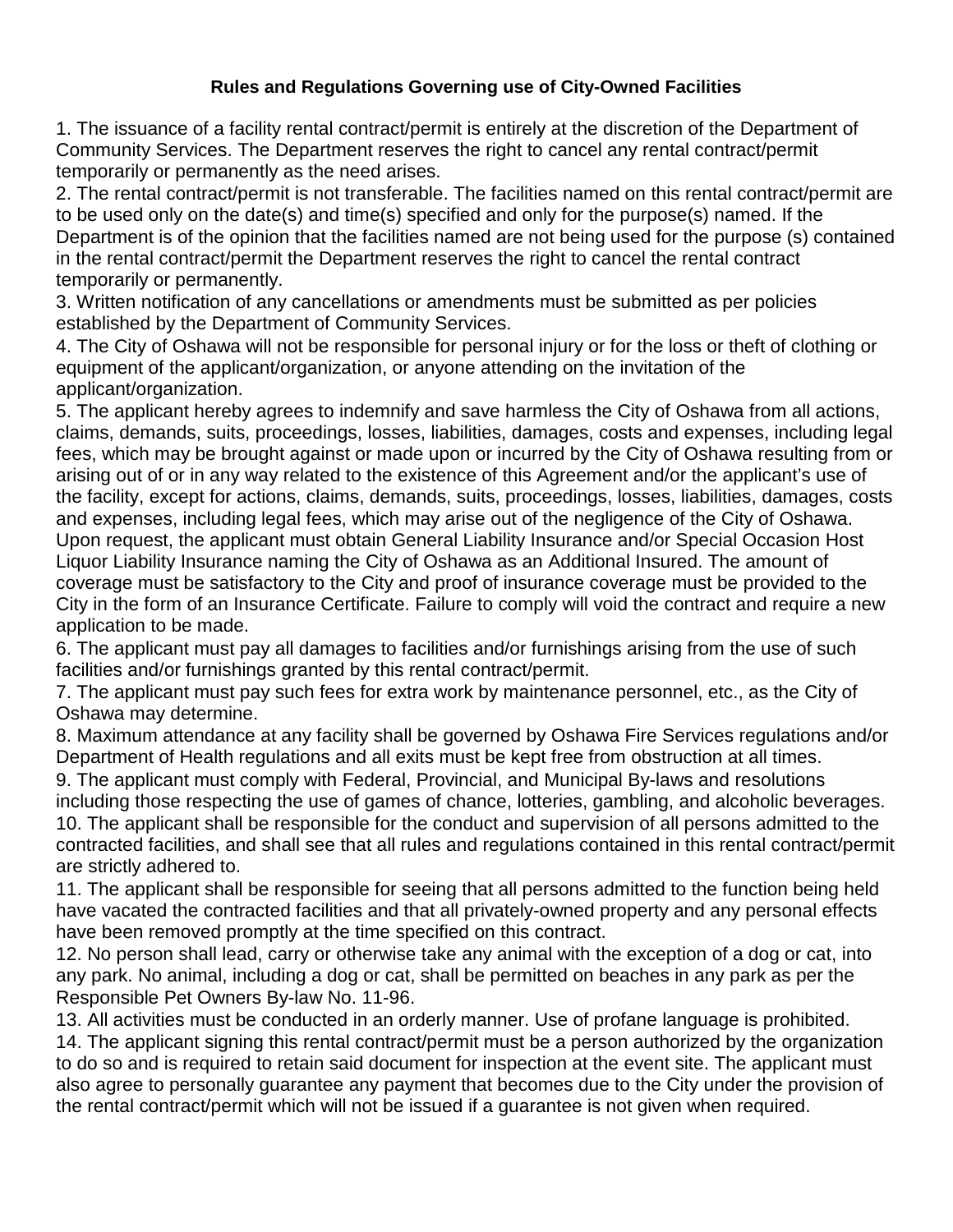**Rules and Regulations Governing use of City-Owned Facilities**

1. The issuance of a facility rental contract/permit is entirely at the discretion of the Department of Community Services. The Department reserves the right to cancel any rental contract/permit temporarily or permanently as the need arises.
2. The rental contract/permit is not transferable. The facilities named on this rental contract/permit are to be used only on the date(s) and time(s) specified and only for the purpose(s) named. If the Department is of the opinion that the facilities named are not being used for the purpose (s) contained in the rental contract/permit the Department reserves the right to cancel the rental contract temporarily or permanently.
3. Written notification of any cancellations or amendments must be submitted as per policies established by the Department of Community Services.
4. The City of Oshawa will not be responsible for personal injury or for the loss or theft of clothing or equipment of the applicant/organization, or anyone attending on the invitation of the applicant/organization.
5. The applicant hereby agrees to indemnify and save harmless the City of Oshawa from all actions, claims, demands, suits, proceedings, losses, liabilities, damages, costs and expenses, including legal fees, which may be brought against or made upon or incurred by the City of Oshawa resulting from or arising out of or in any way related to the existence of this Agreement and/or the applicant's use of the facility, except for actions, claims, demands, suits, proceedings, losses, liabilities, damages, costs and expenses, including legal fees, which may arise out of the negligence of the City of Oshawa. Upon request, the applicant must obtain General Liability Insurance and/or Special Occasion Host Liquor Liability Insurance naming the City of Oshawa as an Additional Insured. The amount of coverage must be satisfactory to the City and proof of insurance coverage must be provided to the City in the form of an Insurance Certificate. Failure to comply will void the contract and require a new application to be made.
6. The applicant must pay all damages to facilities and/or furnishings arising from the use of such facilities and/or furnishings granted by this rental contract/permit.
7. The applicant must pay such fees for extra work by maintenance personnel, etc., as the City of Oshawa may determine.
8. Maximum attendance at any facility shall be governed by Oshawa Fire Services regulations and/or Department of Health regulations and all exits must be kept free from obstruction at all times.
9. The applicant must comply with Federal, Provincial, and Municipal By-laws and resolutions including those respecting the use of games of chance, lotteries, gambling, and alcoholic beverages.
10. The applicant shall be responsible for the conduct and supervision of all persons admitted to the contracted facilities, and shall see that all rules and regulations contained in this rental contract/permit are strictly adhered to.
11. The applicant shall be responsible for seeing that all persons admitted to the function being held have vacated the contracted facilities and that all privately-owned property and any personal effects have been removed promptly at the time specified on this contract.
12. No person shall lead, carry or otherwise take any animal with the exception of a dog or cat, into any park. No animal, including a dog or cat, shall be permitted on beaches in any park as per the Responsible Pet Owners By-law No. 11-96.
13. All activities must be conducted in an orderly manner. Use of profane language is prohibited.
14. The applicant signing this rental contract/permit must be a person authorized by the organization to do so and is required to retain said document for inspection at the event site. The applicant must also agree to personally guarantee any payment that becomes due to the City under the provision of the rental contract/permit which will not be issued if a guarantee is not given when required.